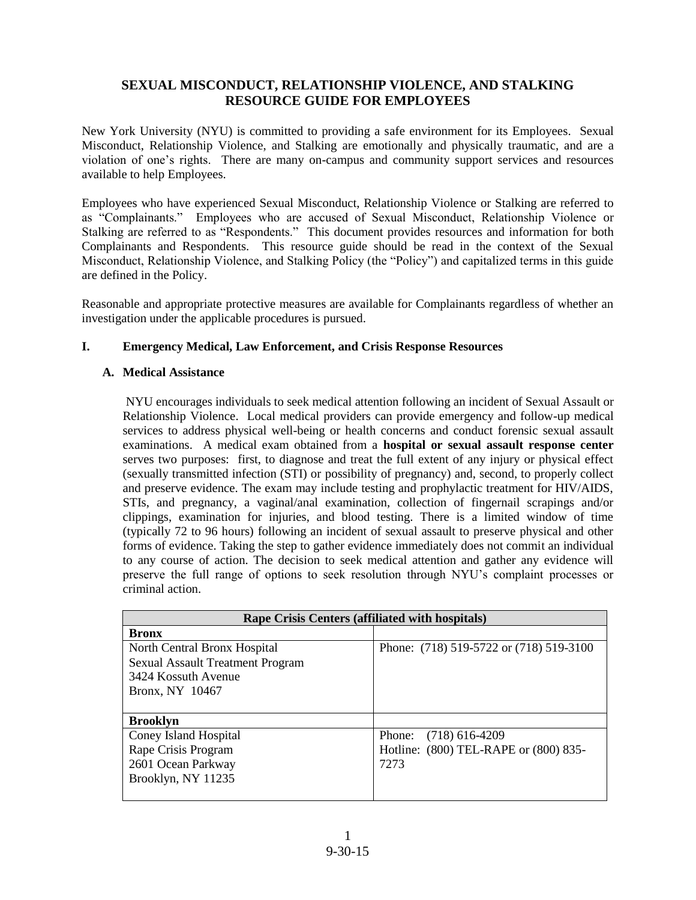# SEXUAL MISCONDUCT, RELATIONSHIP VIOLENCE, AND STALKING RESOURCE GUIDE FOR EMPLOYEES

New York University (NYU) is committed to providing a safe environment for its Employees. Sexual Misconduct, Relationship Violence, and Stalking are emotionally and physically traumatic, and are a violation of one's rights. There are many on-campus and community support services and resources available to help Employees.

Employees who have experienced Sexual Misconduct, Relationship Violence or Stalking are referred to as "Complainants." Employees who are accused of Sexual Misconduct, Relationship Violence or Stalking are referred to as "Respondents." This document provides resources and information for both Complainants and Respondents. This resource guide should be read in the context of the Sexual Misconduct, Relationship Violence, and Stalking Policy (the "Policy") and capitalized terms in this guide are defined in the Policy.

Reasonable and appropriate protective measures are available for Complainants regardless of whether an investigation under the applicable procedures is pursued.

## I. Emergency Medical, Law Enforcement, and Crisis Response Resources

### A. Medical Assistance

NYU encourages individuals to seek medical attention following an incident of Sexual Assault or Relationship Violence. Local medical providers can provide emergency and follow-up medical services to address physical well-being or health concerns and conduct forensic sexual assault examinations. A medical exam obtained from a **hospital or sexual assault response center** serves two purposes: first, to diagnose and treat the full extent of any injury or physical effect (sexually transmitted infection (STI) or possibility of pregnancy) and, second, to properly collect and preserve evidence. The exam may include testing and prophylactic treatment for HIV/AIDS, STIs, and pregnancy, a vaginal/anal examination, collection of fingernail scrapings and/or clippings, examination for injuries, and blood testing. There is a limited window of time (typically 72 to 96 hours) following an incident of sexual assault to preserve physical and other forms of evidence. Taking the step to gather evidence immediately does not commit an individual to any course of action. The decision to seek medical attention and gather any evidence will preserve the full range of options to seek resolution through NYU's complaint processes or criminal action.

| **Rape Crisis Centers (affiliated with hospitals)** | |
|---|---|
| **Bronx** | |
| North Central Bronx Hospital<br>Sexual Assault Treatment Program<br>3424 Kossuth Avenue<br>Bronx, NY 10467 | Phone: (718) 519-5722 or (718) 519-3100 |
| **Brooklyn** | |
| Coney Island Hospital<br>Rape Crisis Program<br>2601 Ocean Parkway<br>Brooklyn, NY 11235 | Phone: (718) 616-4209<br>Hotline: (800) TEL-RAPE or (800) 835-7273 |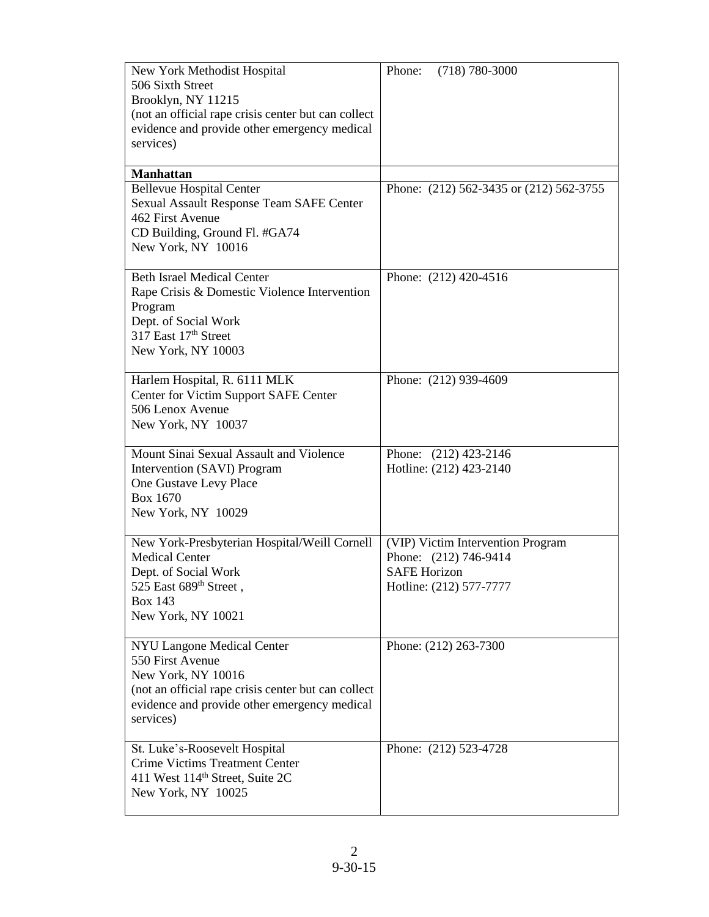| | |
|---|---|
| New York Methodist Hospital<br>506 Sixth Street<br>Brooklyn, NY 11215<br>(not an official rape crisis center but can collect evidence and provide other emergency medical services) | Phone: (718) 780-3000 |
| **Manhattan** | |
| Bellevue Hospital Center<br>Sexual Assault Response Team SAFE Center<br>462 First Avenue<br>CD Building, Ground Fl. #GA74<br>New York, NY 10016 | Phone: (212) 562-3435 or (212) 562-3755 |
| Beth Israel Medical Center<br>Rape Crisis & Domestic Violence Intervention Program<br>Dept. of Social Work<br>317 East 17th Street<br>New York, NY 10003 | Phone: (212) 420-4516 |
| Harlem Hospital, R. 6111 MLK<br>Center for Victim Support SAFE Center<br>506 Lenox Avenue<br>New York, NY 10037 | Phone: (212) 939-4609 |
| Mount Sinai Sexual Assault and Violence Intervention (SAVI) Program<br>One Gustave Levy Place<br>Box 1670<br>New York, NY 10029 | Phone: (212) 423-2146<br>Hotline: (212) 423-2140 |
| New York-Presbyterian Hospital/Weill Cornell Medical Center<br>Dept. of Social Work<br>525 East 689th Street ,<br>Box 143<br>New York, NY 10021 | (VIP) Victim Intervention Program<br>Phone: (212) 746-9414<br>SAFE Horizon<br>Hotline: (212) 577-7777 |
| NYU Langone Medical Center<br>550 First Avenue<br>New York, NY 10016<br>(not an official rape crisis center but can collect evidence and provide other emergency medical services) | Phone: (212) 263-7300 |
| St. Luke's-Roosevelt Hospital<br>Crime Victims Treatment Center<br>411 West 114th Street, Suite 2C<br>New York, NY 10025 | Phone: (212) 523-4728 |

9-30-15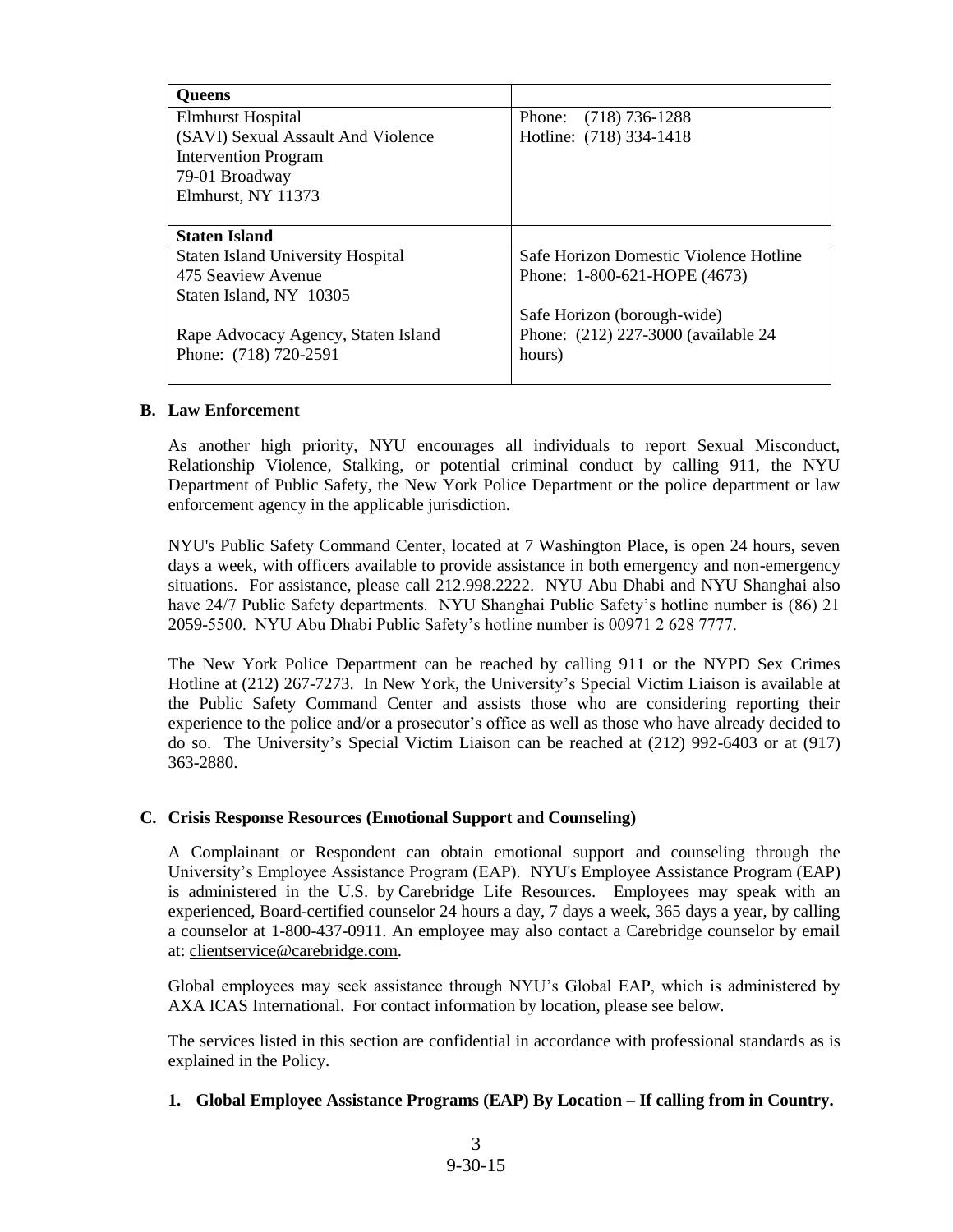| **Queens** | |
|---|---|
| Elmhurst Hospital<br>(SAVI) Sexual Assault And Violence Intervention Program<br>79-01 Broadway<br>Elmhurst, NY 11373 | Phone: (718) 736-1288<br>Hotline: (718) 334-1418 |
| **Staten Island** | |
| Staten Island University Hospital<br>475 Seaview Avenue<br>Staten Island, NY 10305<br><br>Rape Advocacy Agency, Staten Island<br>Phone: (718) 720-2591 | Safe Horizon Domestic Violence Hotline<br>Phone: 1-800-621-HOPE (4673)<br><br>Safe Horizon (borough-wide)<br>Phone: (212) 227-3000 (available 24 hours) |

### B. Law Enforcement

As another high priority, NYU encourages all individuals to report Sexual Misconduct, Relationship Violence, Stalking, or potential criminal conduct by calling 911, the NYU Department of Public Safety, the New York Police Department or the police department or law enforcement agency in the applicable jurisdiction.

NYU's Public Safety Command Center, located at 7 Washington Place, is open 24 hours, seven days a week, with officers available to provide assistance in both emergency and non-emergency situations. For assistance, please call 212.998.2222. NYU Abu Dhabi and NYU Shanghai also have 24/7 Public Safety departments. NYU Shanghai Public Safety's hotline number is (86) 21 2059-5500. NYU Abu Dhabi Public Safety's hotline number is 00971 2 628 7777.

The New York Police Department can be reached by calling 911 or the NYPD Sex Crimes Hotline at (212) 267-7273. In New York, the University's Special Victim Liaison is available at the Public Safety Command Center and assists those who are considering reporting their experience to the police and/or a prosecutor's office as well as those who have already decided to do so. The University's Special Victim Liaison can be reached at (212) 992-6403 or at (917) 363-2880.

### C. Crisis Response Resources (Emotional Support and Counseling)

A Complainant or Respondent can obtain emotional support and counseling through the University's Employee Assistance Program (EAP). NYU's Employee Assistance Program (EAP) is administered in the U.S. by Carebridge Life Resources. Employees may speak with an experienced, Board-certified counselor 24 hours a day, 7 days a week, 365 days a year, by calling a counselor at 1-800-437-0911. An employee may also contact a Carebridge counselor by email at: clientservice@carebridge.com.

Global employees may seek assistance through NYU's Global EAP, which is administered by AXA ICAS International. For contact information by location, please see below.

The services listed in this section are confidential in accordance with professional standards as is explained in the Policy.

#### 1. Global Employee Assistance Programs (EAP) By Location – If calling from in Country.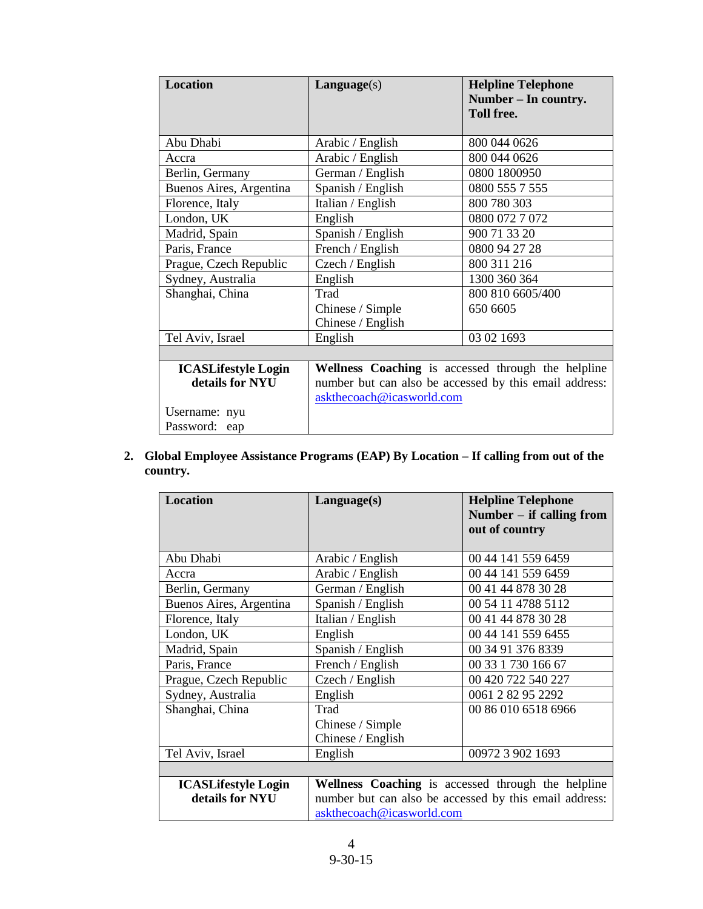| Location | Language(s) | Helpline Telephone Number – In country. Toll free. |
|---|---|---|
| Abu Dhabi | Arabic / English | 800 044 0626 |
| Accra | Arabic / English | 800 044 0626 |
| Berlin, Germany | German / English | 0800 1800950 |
| Buenos Aires, Argentina | Spanish / English | 0800 555 7 555 |
| Florence, Italy | Italian / English | 800 780 303 |
| London, UK | English | 0800 072 7 072 |
| Madrid, Spain | Spanish / English | 900 71 33 20 |
| Paris, France | French / English | 0800 94 27 28 |
| Prague, Czech Republic | Czech / English | 800 311 216 |
| Sydney, Australia | English | 1300 360 364 |
| Shanghai, China | Trad Chinese / Simple Chinese / English | 800 810 6605/400 650 6605 |
| Tel Aviv, Israel | English | 03 02 1693 |
| | | |
| **ICASLifestyle Login details for NYU** Username: nyu Password: eap | **Wellness Coaching** is accessed through the helpline number but can also be accessed by this email address: askthecoach@icasworld.com | |

2. **Global Employee Assistance Programs (EAP) By Location – If calling from out of the country.**

| Location | Language(s) | Helpline Telephone Number – if calling from out of country |
|---|---|---|
| Abu Dhabi | Arabic / English | 00 44 141 559 6459 |
| Accra | Arabic / English | 00 44 141 559 6459 |
| Berlin, Germany | German / English | 00 41 44 878 30 28 |
| Buenos Aires, Argentina | Spanish / English | 00 54 11 4788 5112 |
| Florence, Italy | Italian / English | 00 41 44 878 30 28 |
| London, UK | English | 00 44 141 559 6455 |
| Madrid, Spain | Spanish / English | 00 34 91 376 8339 |
| Paris, France | French / English | 00 33 1 730 166 67 |
| Prague, Czech Republic | Czech / English | 00 420 722 540 227 |
| Sydney, Australia | English | 0061 2 82 95 2292 |
| Shanghai, China | Trad Chinese / Simple Chinese / English | 00 86 010 6518 6966 |
| Tel Aviv, Israel | English | 00972 3 902 1693 |
| | | |
| **ICASLifestyle Login details for NYU** | **Wellness Coaching** is accessed through the helpline number but can also be accessed by this email address: askthecoach@icasworld.com | |

9-30-15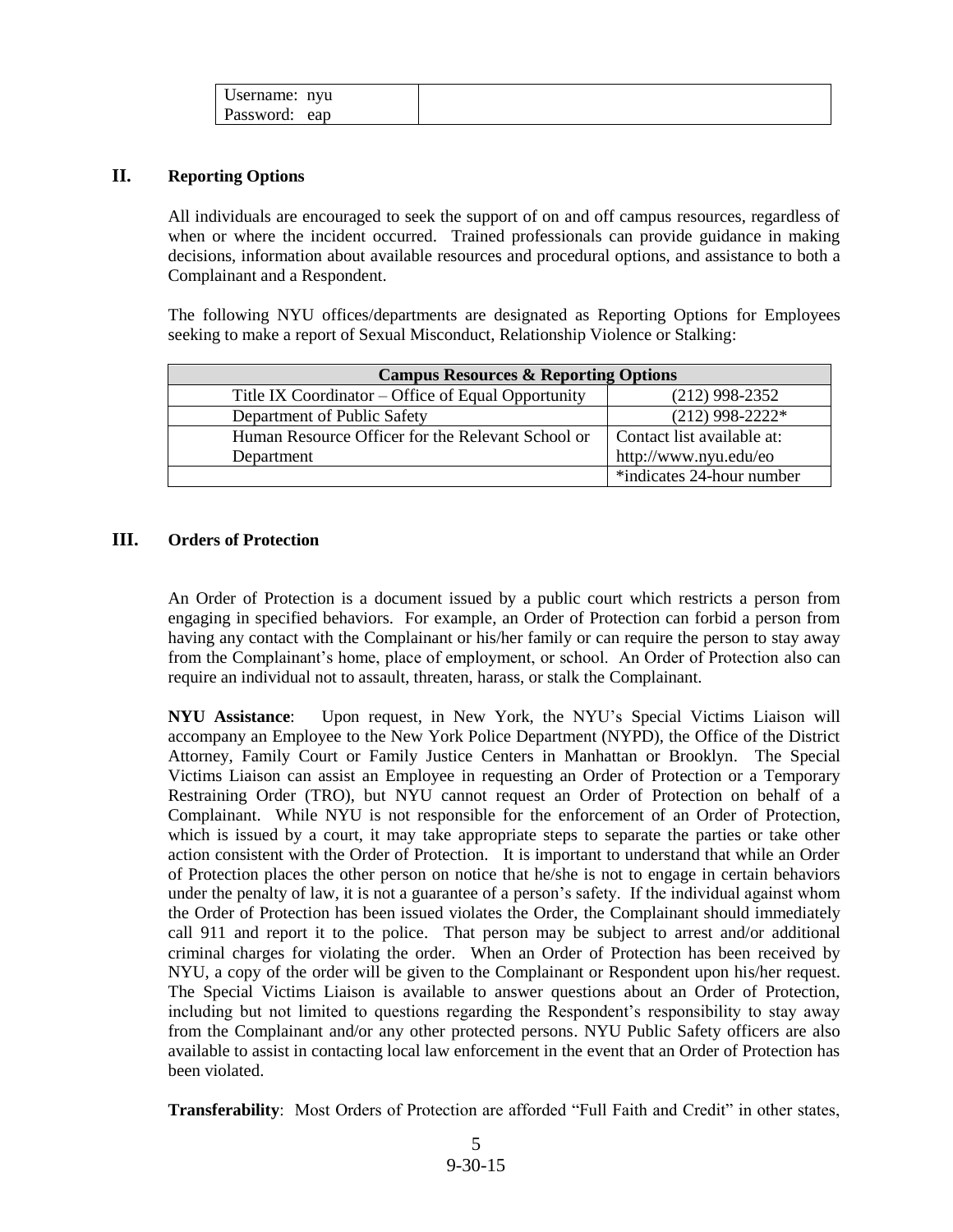| Username: nyu<br>Password: eap | |
|---|---|

## II. Reporting Options

All individuals are encouraged to seek the support of on and off campus resources, regardless of when or where the incident occurred. Trained professionals can provide guidance in making decisions, information about available resources and procedural options, and assistance to both a Complainant and a Respondent.

The following NYU offices/departments are designated as Reporting Options for Employees seeking to make a report of Sexual Misconduct, Relationship Violence or Stalking:

| Campus Resources & Reporting Options | |
|---|---|
| Title IX Coordinator – Office of Equal Opportunity | (212) 998-2352 |
| Department of Public Safety | (212) 998-2222* |
| Human Resource Officer for the Relevant School or Department | Contact list available at: http://www.nyu.edu/eo |
| | *indicates 24-hour number |

## III. Orders of Protection

An Order of Protection is a document issued by a public court which restricts a person from engaging in specified behaviors. For example, an Order of Protection can forbid a person from having any contact with the Complainant or his/her family or can require the person to stay away from the Complainant's home, place of employment, or school. An Order of Protection also can require an individual not to assault, threaten, harass, or stalk the Complainant.

**NYU Assistance**: Upon request, in New York, the NYU's Special Victims Liaison will accompany an Employee to the New York Police Department (NYPD), the Office of the District Attorney, Family Court or Family Justice Centers in Manhattan or Brooklyn. The Special Victims Liaison can assist an Employee in requesting an Order of Protection or a Temporary Restraining Order (TRO), but NYU cannot request an Order of Protection on behalf of a Complainant. While NYU is not responsible for the enforcement of an Order of Protection, which is issued by a court, it may take appropriate steps to separate the parties or take other action consistent with the Order of Protection. It is important to understand that while an Order of Protection places the other person on notice that he/she is not to engage in certain behaviors under the penalty of law, it is not a guarantee of a person's safety. If the individual against whom the Order of Protection has been issued violates the Order, the Complainant should immediately call 911 and report it to the police. That person may be subject to arrest and/or additional criminal charges for violating the order. When an Order of Protection has been received by NYU, a copy of the order will be given to the Complainant or Respondent upon his/her request. The Special Victims Liaison is available to answer questions about an Order of Protection, including but not limited to questions regarding the Respondent's responsibility to stay away from the Complainant and/or any other protected persons. NYU Public Safety officers are also available to assist in contacting local law enforcement in the event that an Order of Protection has been violated.

**Transferability**: Most Orders of Protection are afforded "Full Faith and Credit" in other states,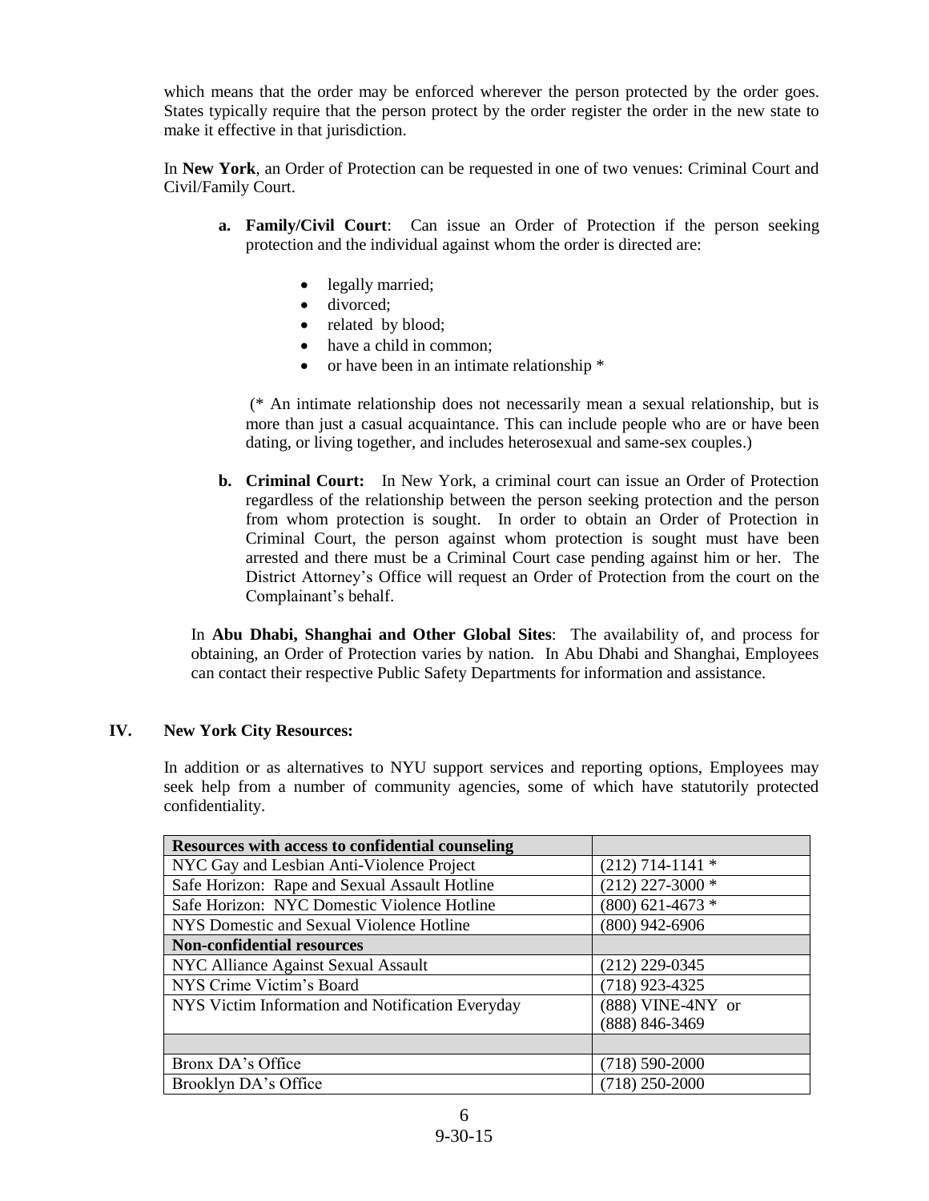which means that the order may be enforced wherever the person protected by the order goes. States typically require that the person protect by the order register the order in the new state to make it effective in that jurisdiction.

In **New York**, an Order of Protection can be requested in one of two venues: Criminal Court and Civil/Family Court.

a. **Family/Civil Court**: Can issue an Order of Protection if the person seeking protection and the individual against whom the order is directed are:

   - legally married;
   - divorced;
   - related by blood;
   - have a child in common;
   - or have been in an intimate relationship *

   (* An intimate relationship does not necessarily mean a sexual relationship, but is more than just a casual acquaintance. This can include people who are or have been dating, or living together, and includes heterosexual and same-sex couples.)

b. **Criminal Court:** In New York, a criminal court can issue an Order of Protection regardless of the relationship between the person seeking protection and the person from whom protection is sought. In order to obtain an Order of Protection in Criminal Court, the person against whom protection is sought must have been arrested and there must be a Criminal Court case pending against him or her. The District Attorney's Office will request an Order of Protection from the court on the Complainant's behalf.

In **Abu Dhabi, Shanghai and Other Global Sites**: The availability of, and process for obtaining, an Order of Protection varies by nation. In Abu Dhabi and Shanghai, Employees can contact their respective Public Safety Departments for information and assistance.

## IV. New York City Resources:

In addition or as alternatives to NYU support services and reporting options, Employees may seek help from a number of community agencies, some of which have statutorily protected confidentiality.

| **Resources with access to confidential counseling** | |
|---|---|
| NYC Gay and Lesbian Anti-Violence Project | (212) 714-1141 * |
| Safe Horizon: Rape and Sexual Assault Hotline | (212) 227-3000 * |
| Safe Horizon: NYC Domestic Violence Hotline | (800) 621-4673 * |
| NYS Domestic and Sexual Violence Hotline | (800) 942-6906 |
| **Non-confidential resources** | |
| NYC Alliance Against Sexual Assault | (212) 229-0345 |
| NYS Crime Victim's Board | (718) 923-4325 |
| NYS Victim Information and Notification Everyday | (888) VINE-4NY or (888) 846-3469 |
| | |
| Bronx DA's Office | (718) 590-2000 |
| Brooklyn DA's Office | (718) 250-2000 |

9-30-15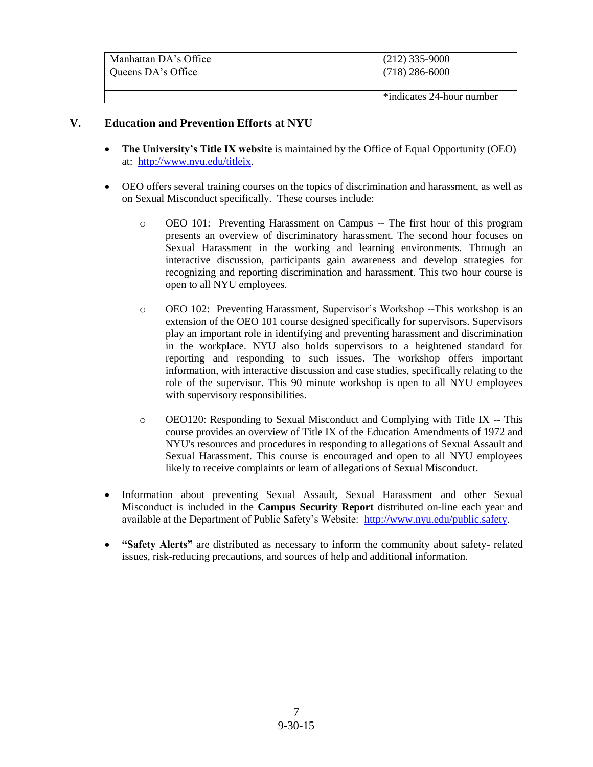| | |
|---|---|
| Manhattan DA's Office | (212) 335-9000 |
| Queens DA's Office | (718) 286-6000 |
| | *indicates 24-hour number |

## V. Education and Prevention Efforts at NYU

- **The University's Title IX website** is maintained by the Office of Equal Opportunity (OEO) at: http://www.nyu.edu/titleix.

- OEO offers several training courses on the topics of discrimination and harassment, as well as on Sexual Misconduct specifically. These courses include:

  - OEO 101: Preventing Harassment on Campus -- The first hour of this program presents an overview of discriminatory harassment. The second hour focuses on Sexual Harassment in the working and learning environments. Through an interactive discussion, participants gain awareness and develop strategies for recognizing and reporting discrimination and harassment. This two hour course is open to all NYU employees.

  - OEO 102: Preventing Harassment, Supervisor's Workshop --This workshop is an extension of the OEO 101 course designed specifically for supervisors. Supervisors play an important role in identifying and preventing harassment and discrimination in the workplace. NYU also holds supervisors to a heightened standard for reporting and responding to such issues. The workshop offers important information, with interactive discussion and case studies, specifically relating to the role of the supervisor. This 90 minute workshop is open to all NYU employees with supervisory responsibilities.

  - OEO120: Responding to Sexual Misconduct and Complying with Title IX -- This course provides an overview of Title IX of the Education Amendments of 1972 and NYU's resources and procedures in responding to allegations of Sexual Assault and Sexual Harassment. This course is encouraged and open to all NYU employees likely to receive complaints or learn of allegations of Sexual Misconduct.

- Information about preventing Sexual Assault, Sexual Harassment and other Sexual Misconduct is included in the **Campus Security Report** distributed on-line each year and available at the Department of Public Safety's Website: http://www.nyu.edu/public.safety.

- **"Safety Alerts"** are distributed as necessary to inform the community about safety- related issues, risk-reducing precautions, and sources of help and additional information.

9-30-15